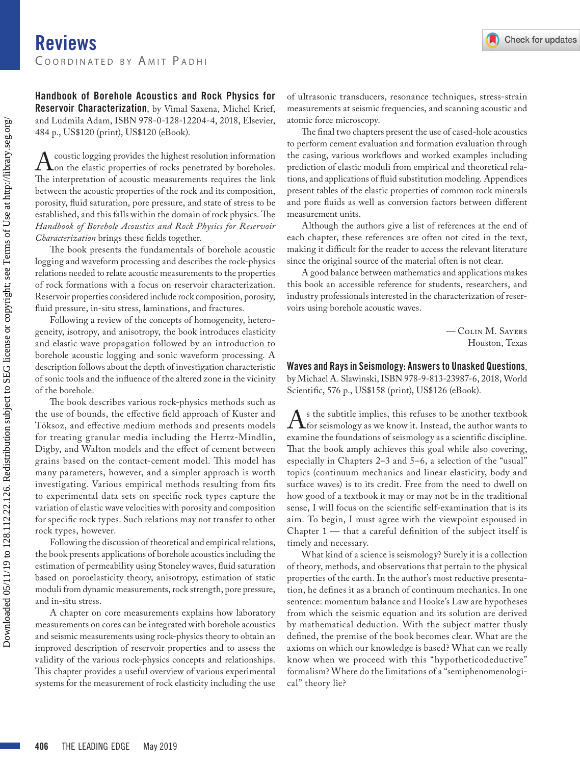# Reviews

Coordinated by Amit Padhi

**Handbook of Borehole Acoustics and Rock Physics for Reservoir Characterization**, by Vimal Saxena, Michel Krief, and Ludmila Adam, ISBN 978-0-128-12204-4, 2018, Elsevier, 484 p., US$120 (print), US$120 (eBook).

Acoustic logging provides the highest resolution information on the elastic properties of rocks penetrated by boreholes. The interpretation of acoustic measurements requires the link between the acoustic properties of the rock and its composition, porosity, fluid saturation, pore pressure, and state of stress to be established, and this falls within the domain of rock physics. The *Handbook of Borehole Acoustics and Rock Physics for Reservoir Characterization* brings these fields together.

The book presents the fundamentals of borehole acoustic logging and waveform processing and describes the rock-physics relations needed to relate acoustic measurements to the properties of rock formations with a focus on reservoir characterization. Reservoir properties considered include rock composition, porosity, fluid pressure, in-situ stress, laminations, and fractures.

Following a review of the concepts of homogeneity, heterogeneity, isotropy, and anisotropy, the book introduces elasticity and elastic wave propagation followed by an introduction to borehole acoustic logging and sonic waveform processing. A description follows about the depth of investigation characteristic of sonic tools and the influence of the altered zone in the vicinity of the borehole.

The book describes various rock-physics methods such as the use of bounds, the effective field approach of Kuster and Töksoz, and effective medium methods and presents models for treating granular media including the Hertz-Mindlin, Digby, and Walton models and the effect of cement between grains based on the contact-cement model. This model has many parameters, however, and a simpler approach is worth investigating. Various empirical methods resulting from fits to experimental data sets on specific rock types capture the variation of elastic wave velocities with porosity and composition for specific rock types. Such relations may not transfer to other rock types, however.

Following the discussion of theoretical and empirical relations, the book presents applications of borehole acoustics including the estimation of permeability using Stoneley waves, fluid saturation based on poroelasticity theory, anisotropy, estimation of static moduli from dynamic measurements, rock strength, pore pressure, and in-situ stress.

A chapter on core measurements explains how laboratory measurements on cores can be integrated with borehole acoustics and seismic measurements using rock-physics theory to obtain an improved description of reservoir properties and to assess the validity of the various rock-physics concepts and relationships. This chapter provides a useful overview of various experimental systems for the measurement of rock elasticity including the use of ultrasonic transducers, resonance techniques, stress-strain measurements at seismic frequencies, and scanning acoustic and atomic force microscopy.

The final two chapters present the use of cased-hole acoustics to perform cement evaluation and formation evaluation through the casing, various workflows and worked examples including prediction of elastic moduli from empirical and theoretical relations, and applications of fluid substitution modeling. Appendices present tables of the elastic properties of common rock minerals and pore fluids as well as conversion factors between different measurement units.

Although the authors give a list of references at the end of each chapter, these references are often not cited in the text, making it difficult for the reader to access the relevant literature since the original source of the material often is not clear.

A good balance between mathematics and applications makes this book an accessible reference for students, researchers, and industry professionals interested in the characterization of reservoirs using borehole acoustic waves.

— Colin M. Sayers
Houston, Texas

**Waves and Rays in Seismology: Answers to Unasked Questions**, by Michael A. Slawinski, ISBN 978-9-813-23987-6, 2018, World Scientific, 576 p., US$158 (print), US$126 (eBook).

As the subtitle implies, this refuses to be another textbook for seismology as we know it. Instead, the author wants to examine the foundations of seismology as a scientific discipline. That the book amply achieves this goal while also covering, especially in Chapters 2–3 and 5–6, a selection of the "usual" topics (continuum mechanics and linear elasticity, body and surface waves) is to its credit. Free from the need to dwell on how good of a textbook it may or may not be in the traditional sense, I will focus on the scientific self-examination that is its aim. To begin, I must agree with the viewpoint espoused in Chapter 1 — that a careful definition of the subject itself is timely and necessary.

What kind of a science is seismology? Surely it is a collection of theory, methods, and observations that pertain to the physical properties of the earth. In the author's most reductive presentation, he defines it as a branch of continuum mechanics. In one sentence: momentum balance and Hooke's Law are hypotheses from which the seismic equation and its solution are derived by mathematical deduction. With the subject matter thusly defined, the premise of the book becomes clear. What are the axioms on which our knowledge is based? What can we really know when we proceed with this "hypotheticodeductive" formalism? Where do the limitations of a "semiphenomenological" theory lie?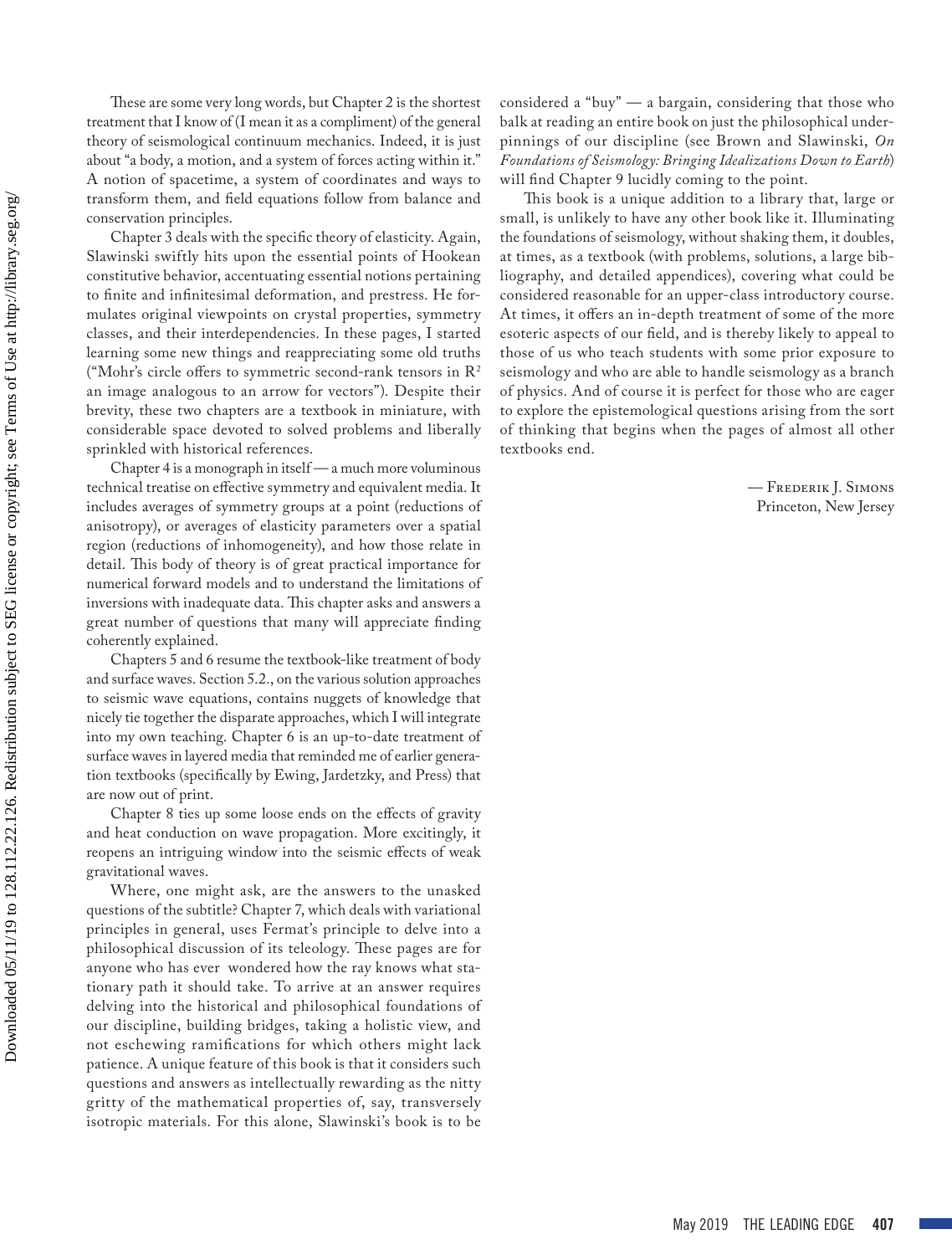These are some very long words, but Chapter 2 is the shortest treatment that I know of (I mean it as a compliment) of the general theory of seismological continuum mechanics. Indeed, it is just about "a body, a motion, and a system of forces acting within it." A notion of spacetime, a system of coordinates and ways to transform them, and field equations follow from balance and conservation principles.

Chapter 3 deals with the specific theory of elasticity. Again, Slawinski swiftly hits upon the essential points of Hookean constitutive behavior, accentuating essential notions pertaining to finite and infinitesimal deformation, and prestress. He formulates original viewpoints on crystal properties, symmetry classes, and their interdependencies. In these pages, I started learning some new things and reappreciating some old truths ("Mohr's circle offers to symmetric second-rank tensors in $\mathbb{R}^2$ an image analogous to an arrow for vectors"). Despite their brevity, these two chapters are a textbook in miniature, with considerable space devoted to solved problems and liberally sprinkled with historical references.

Chapter 4 is a monograph in itself — a much more voluminous technical treatise on effective symmetry and equivalent media. It includes averages of symmetry groups at a point (reductions of anisotropy), or averages of elasticity parameters over a spatial region (reductions of inhomogeneity), and how those relate in detail. This body of theory is of great practical importance for numerical forward models and to understand the limitations of inversions with inadequate data. This chapter asks and answers a great number of questions that many will appreciate finding coherently explained.

Chapters 5 and 6 resume the textbook-like treatment of body and surface waves. Section 5.2., on the various solution approaches to seismic wave equations, contains nuggets of knowledge that nicely tie together the disparate approaches, which I will integrate into my own teaching. Chapter 6 is an up-to-date treatment of surface waves in layered media that reminded me of earlier generation textbooks (specifically by Ewing, Jardetzky, and Press) that are now out of print.

Chapter 8 ties up some loose ends on the effects of gravity and heat conduction on wave propagation. More excitingly, it reopens an intriguing window into the seismic effects of weak gravitational waves.

Where, one might ask, are the answers to the unasked questions of the subtitle? Chapter 7, which deals with variational principles in general, uses Fermat's principle to delve into a philosophical discussion of its teleology. These pages are for anyone who has ever wondered how the ray knows what stationary path it should take. To arrive at an answer requires delving into the historical and philosophical foundations of our discipline, building bridges, taking a holistic view, and not eschewing ramifications for which others might lack patience. A unique feature of this book is that it considers such questions and answers as intellectually rewarding as the nitty gritty of the mathematical properties of, say, transversely isotropic materials. For this alone, Slawinski's book is to be considered a "buy" — a bargain, considering that those who balk at reading an entire book on just the philosophical underpinnings of our discipline (see Brown and Slawinski, *On Foundations of Seismology: Bringing Idealizations Down to Earth*) will find Chapter 9 lucidly coming to the point.

This book is a unique addition to a library that, large or small, is unlikely to have any other book like it. Illuminating the foundations of seismology, without shaking them, it doubles, at times, as a textbook (with problems, solutions, a large bibliography, and detailed appendices), covering what could be considered reasonable for an upper-class introductory course. At times, it offers an in-depth treatment of some of the more esoteric aspects of our field, and is thereby likely to appeal to those of us who teach students with some prior exposure to seismology and who are able to handle seismology as a branch of physics. And of course it is perfect for those who are eager to explore the epistemological questions arising from the sort of thinking that begins when the pages of almost all other textbooks end.

— Frederik J. Simons
Princeton, New Jersey